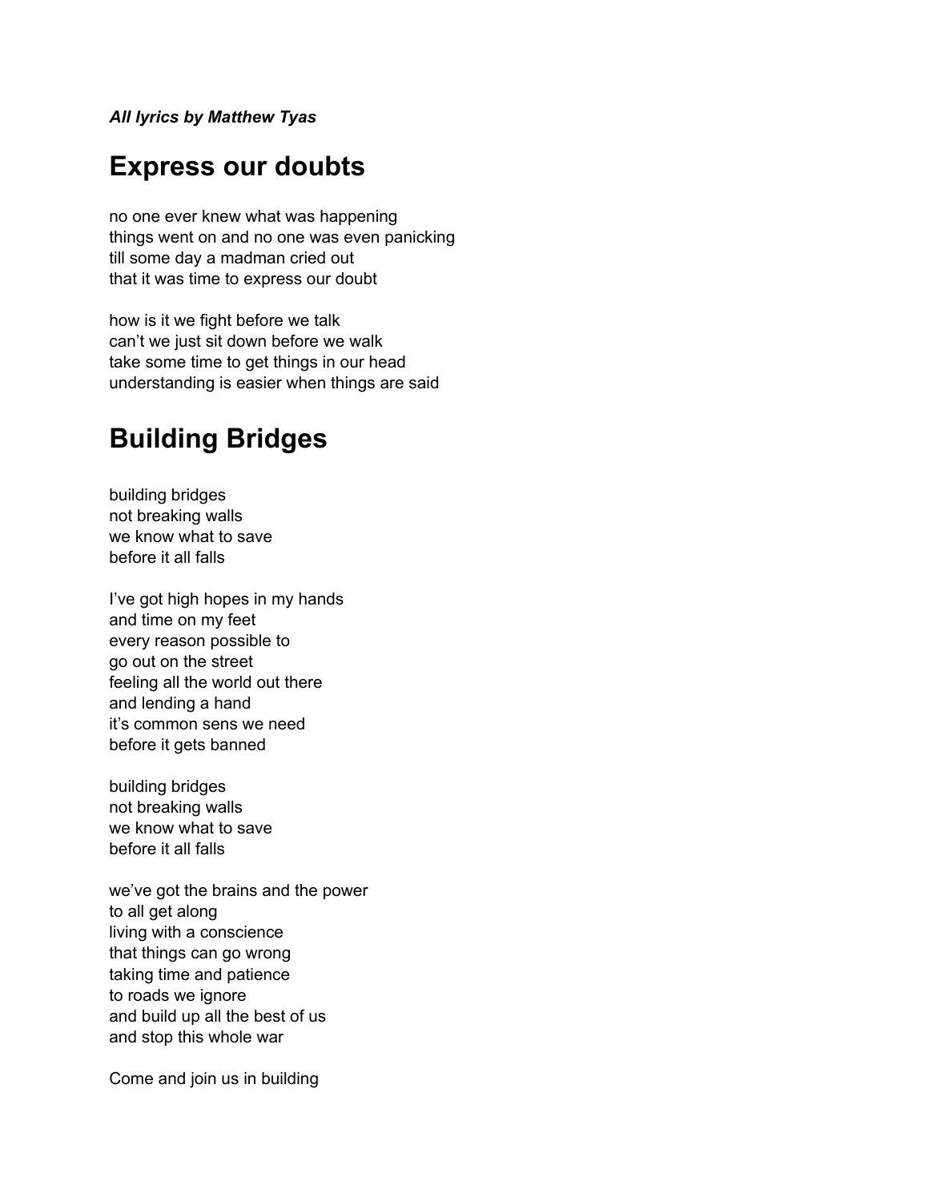***All lyrics by Matthew Tyas***

# Express our doubts

no one ever knew what was happening
things went on and no one was even panicking
till some day a madman cried out
that it was time to express our doubt

how is it we fight before we talk
can't we just sit down before we walk
take some time to get things in our head
understanding is easier when things are said

# Building Bridges

building bridges
not breaking walls
we know what to save
before it all falls

I've got high hopes in my hands
and time on my feet
every reason possible to
go out on the street
feeling all the world out there
and lending a hand
it's common sens we need
before it gets banned

building bridges
not breaking walls
we know what to save
before it all falls

we've got the brains and the power
to all get along
living with a conscience
that things can go wrong
taking time and patience
to roads we ignore
and build up all the best of us
and stop this whole war

Come and join us in building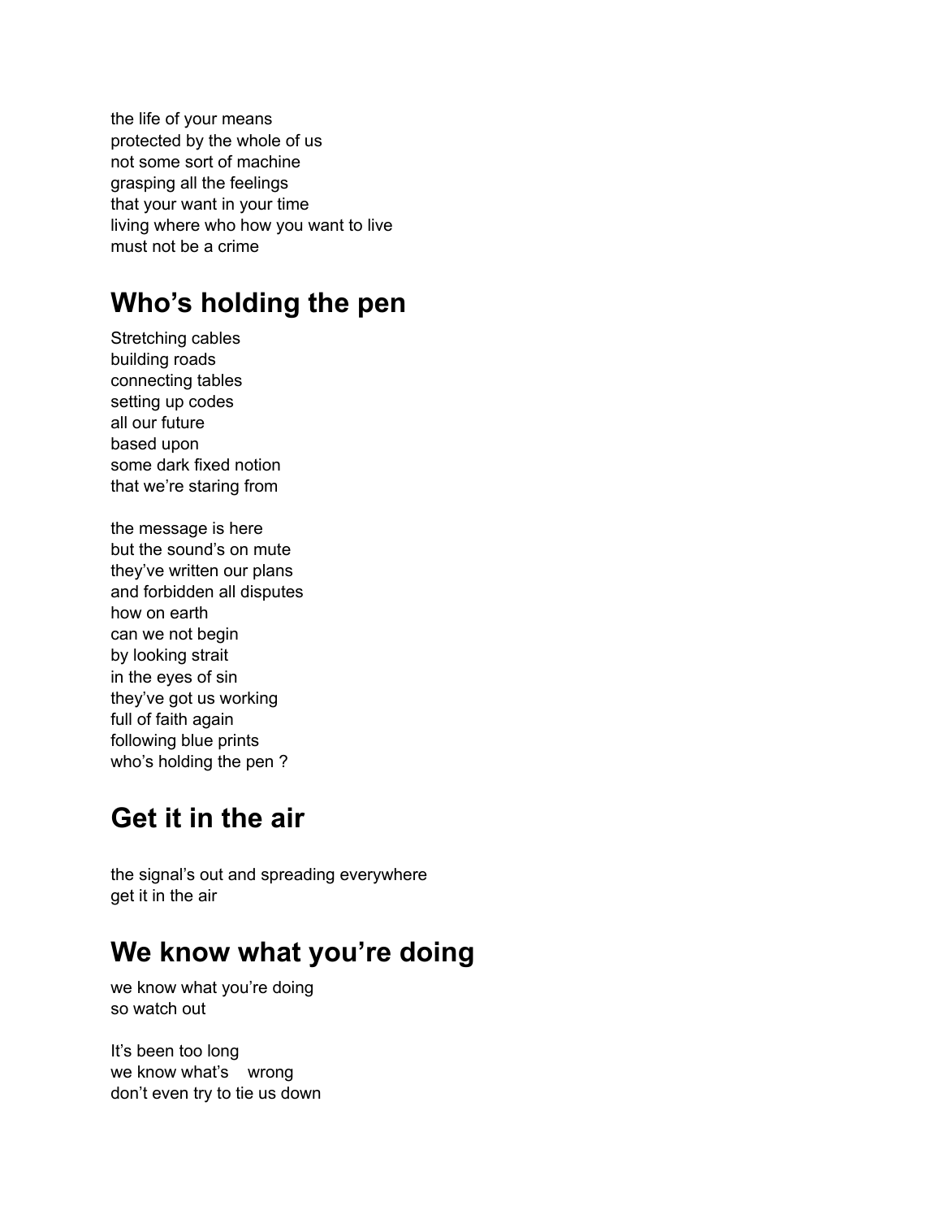the life of your means
protected by the whole of us
not some sort of machine
grasping all the feelings
that your want in your time
living where who how you want to live
must not be a crime

## Who's holding the pen

Stretching cables
building roads
connecting tables
setting up codes
all our future
based upon
some dark fixed notion
that we're staring from

the message is here
but the sound's on mute
they've written our plans
and forbidden all disputes
how on earth
can we not begin
by looking strait
in the eyes of sin
they've got us working
full of faith again
following blue prints
who's holding the pen ?

## Get it in the air

the signal's out and spreading everywhere
get it in the air

## We know what you're doing

we know what you're doing
so watch out

It's been too long
we know what's wrong
don't even try to tie us down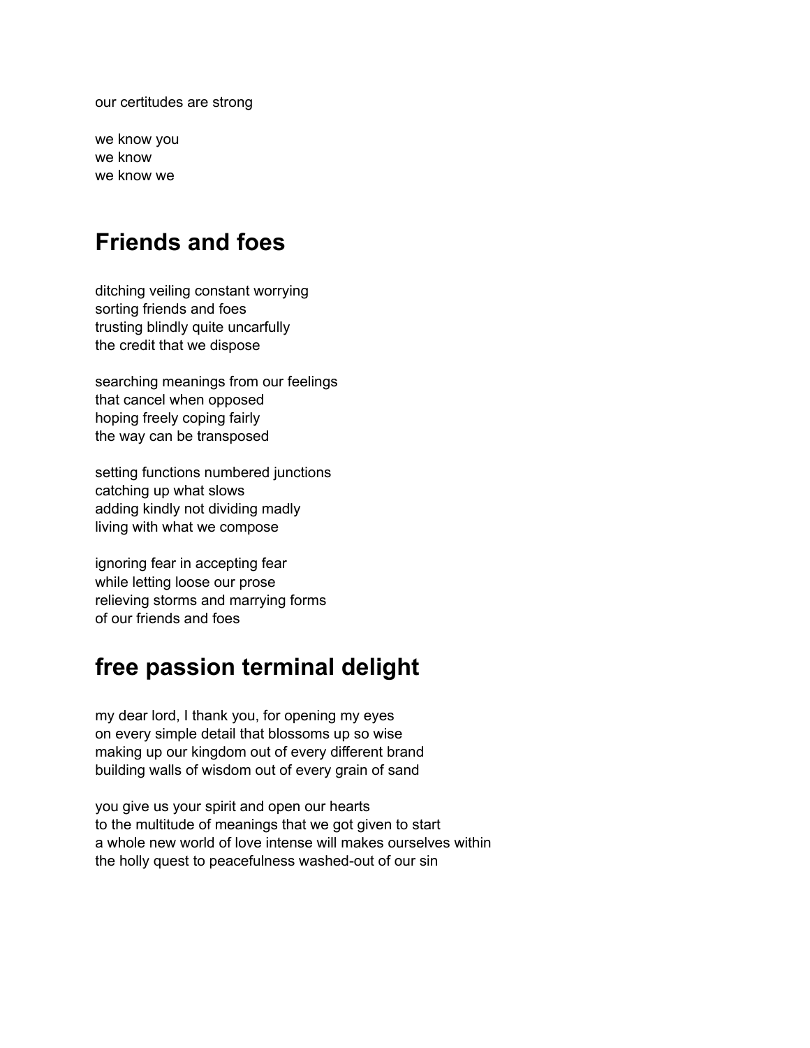our certitudes are strong

we know you
we know
we know we

## Friends and foes

ditching veiling constant worrying
sorting friends and foes
trusting blindly quite uncarfully
the credit that we dispose

searching meanings from our feelings
that cancel when opposed
hoping freely coping fairly
the way can be transposed

setting functions numbered junctions
catching up what slows
adding kindly not dividing madly
living with what we compose

ignoring fear in accepting fear
while letting loose our prose
relieving storms and marrying forms
of our friends and foes

## free passion terminal delight

my dear lord, I thank you, for opening my eyes
on every simple detail that blossoms up so wise
making up our kingdom out of every different brand
building walls of wisdom out of every grain of sand

you give us your spirit and open our hearts
to the multitude of meanings that we got given to start
a whole new world of love intense will makes ourselves within
the holly quest to peacefulness washed-out of our sin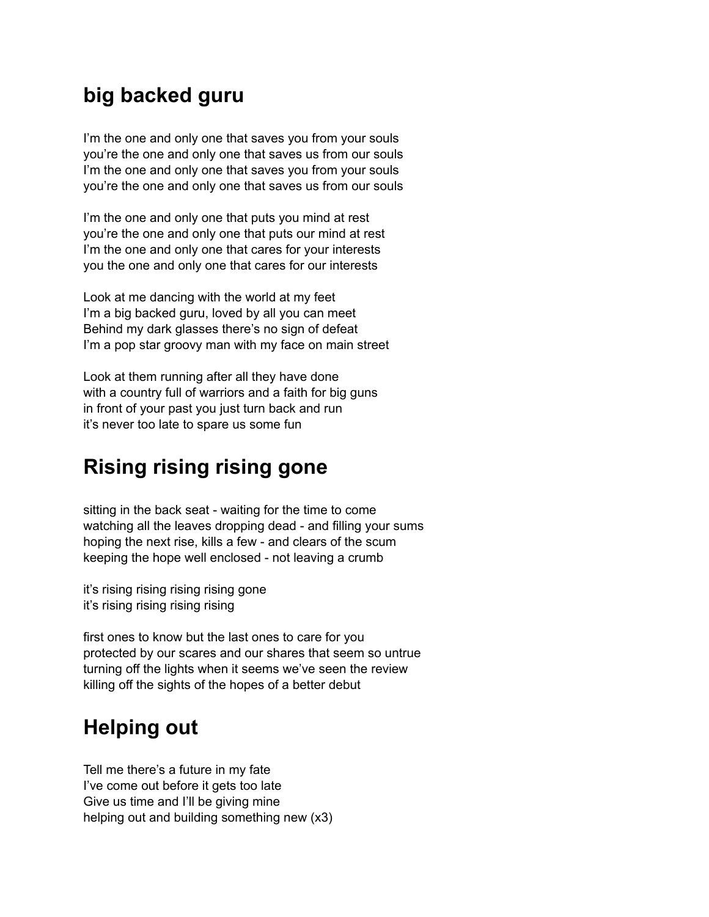## big backed guru

I’m the one and only one that saves you from your souls
you’re the one and only one that saves us from our souls
I’m the one and only one that saves you from your souls
you’re the one and only one that saves us from our souls

I’m the one and only one that puts you mind at rest
you’re the one and only one that puts our mind at rest
I’m the one and only one that cares for your interests
you the one and only one that cares for our interests

Look at me dancing with the world at my feet
I’m a big backed guru, loved by all you can meet
Behind my dark glasses there’s no sign of defeat
I’m a pop star groovy man with my face on main street

Look at them running after all they have done
with a country full of warriors and a faith for big guns
in front of your past you just turn back and run
it’s never too late to spare us some fun

## Rising rising rising gone

sitting in the back seat - waiting for the time to come
watching all the leaves dropping dead - and filling your sums
hoping the next rise, kills a few - and clears of the scum
keeping the hope well enclosed - not leaving a crumb

it’s rising rising rising rising gone
it’s rising rising rising rising

first ones to know but the last ones to care for you
protected by our scares and our shares that seem so untrue
turning off the lights when it seems we’ve seen the review
killing off the sights of the hopes of a better debut

## Helping out

Tell me there’s a future in my fate
I’ve come out before it gets too late
Give us time and I’ll be giving mine
helping out and building something new (x3)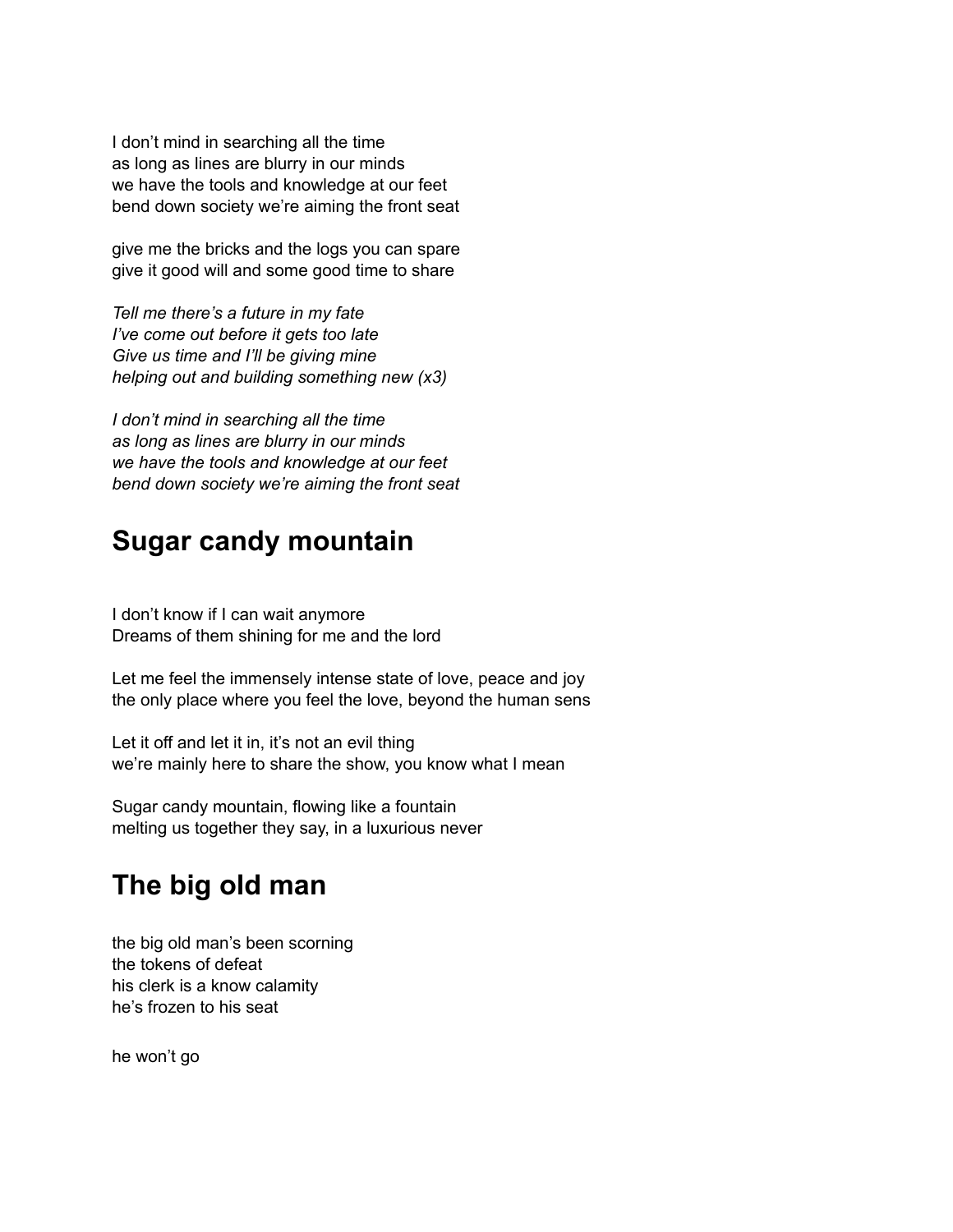I don’t mind in searching all the time
as long as lines are blurry in our minds
we have the tools and knowledge at our feet
bend down society we’re aiming the front seat

give me the bricks and the logs you can spare
give it good will and some good time to share

*Tell me there’s a future in my fate*
*I’ve come out before it gets too late*
*Give us time and I’ll be giving mine*
*helping out and building something new (x3)*

*I don’t mind in searching all the time*
*as long as lines are blurry in our minds*
*we have the tools and knowledge at our feet*
*bend down society we’re aiming the front seat*

## Sugar candy mountain

I don’t know if I can wait anymore
Dreams of them shining for me and the lord

Let me feel the immensely intense state of love, peace and joy
the only place where you feel the love, beyond the human sens

Let it off and let it in, it’s not an evil thing
we’re mainly here to share the show, you know what I mean

Sugar candy mountain, flowing like a fountain
melting us together they say, in a luxurious never

## The big old man

the big old man’s been scorning
the tokens of defeat
his clerk is a know calamity
he’s frozen to his seat

he won’t go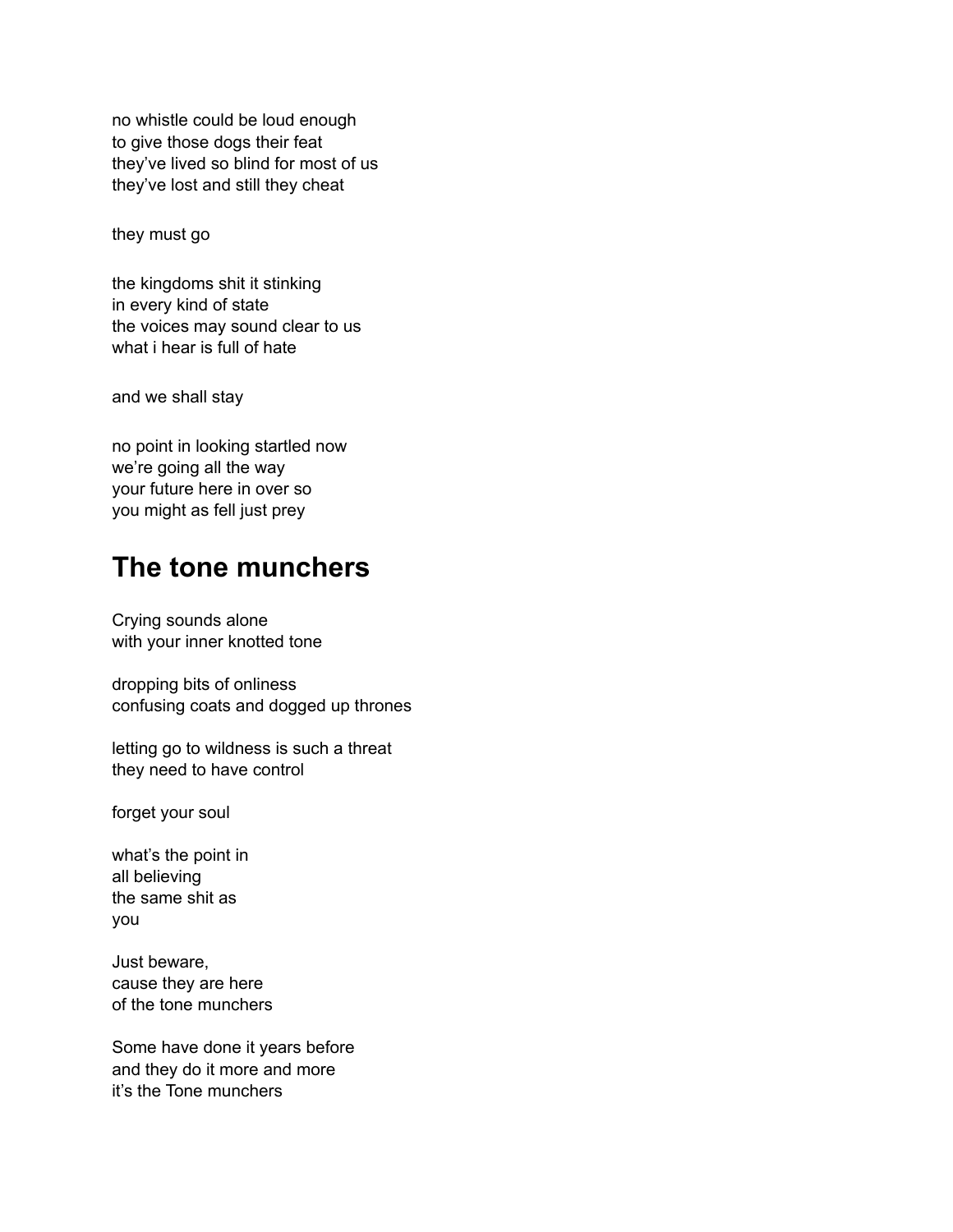no whistle could be loud enough
to give those dogs their feat
they've lived so blind for most of us
they've lost and still they cheat

they must go

the kingdoms shit it stinking
in every kind of state
the voices may sound clear to us
what i hear is full of hate

and we shall stay

no point in looking startled now
we're going all the way
your future here in over so
you might as fell just prey

## The tone munchers

Crying sounds alone
with your inner knotted tone

dropping bits of onliness
confusing coats and dogged up thrones

letting go to wildness is such a threat
they need to have control

forget your soul

what's the point in
all believing
the same shit as
you

Just beware,
cause they are here
of the tone munchers

Some have done it years before
and they do it more and more
it's the Tone munchers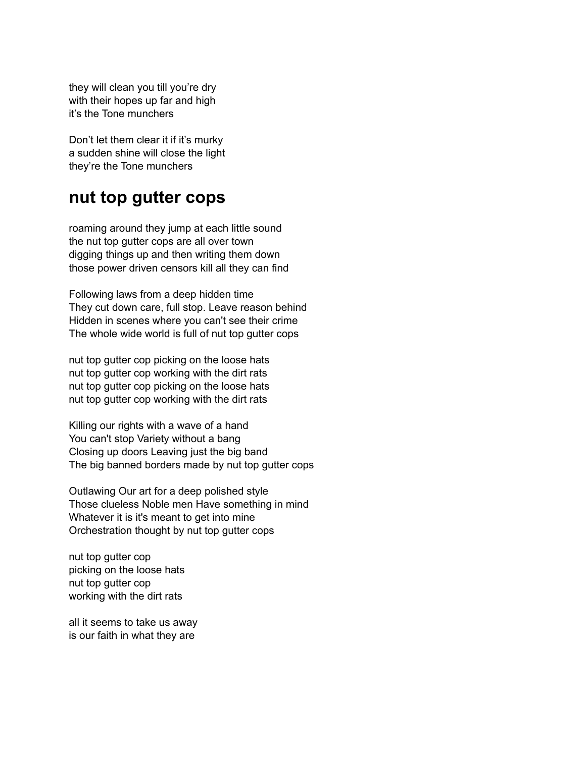they will clean you till you're dry
with their hopes up far and high
it's the Tone munchers

Don't let them clear it if it's murky
a sudden shine will close the light
they're the Tone munchers

## nut top gutter cops

roaming around they jump at each little sound
the nut top gutter cops are all over town
digging things up and then writing them down
those power driven censors kill all they can find

Following laws from a deep hidden time
They cut down care, full stop. Leave reason behind
Hidden in scenes where you can't see their crime
The whole wide world is full of nut top gutter cops

nut top gutter cop picking on the loose hats
nut top gutter cop working with the dirt rats
nut top gutter cop picking on the loose hats
nut top gutter cop working with the dirt rats

Killing our rights with a wave of a hand
You can't stop Variety without a bang
Closing up doors Leaving just the big band
The big banned borders made by nut top gutter cops

Outlawing Our art for a deep polished style
Those clueless Noble men Have something in mind
Whatever it is it's meant to get into mine
Orchestration thought by nut top gutter cops

nut top gutter cop
picking on the loose hats
nut top gutter cop
working with the dirt rats

all it seems to take us away
is our faith in what they are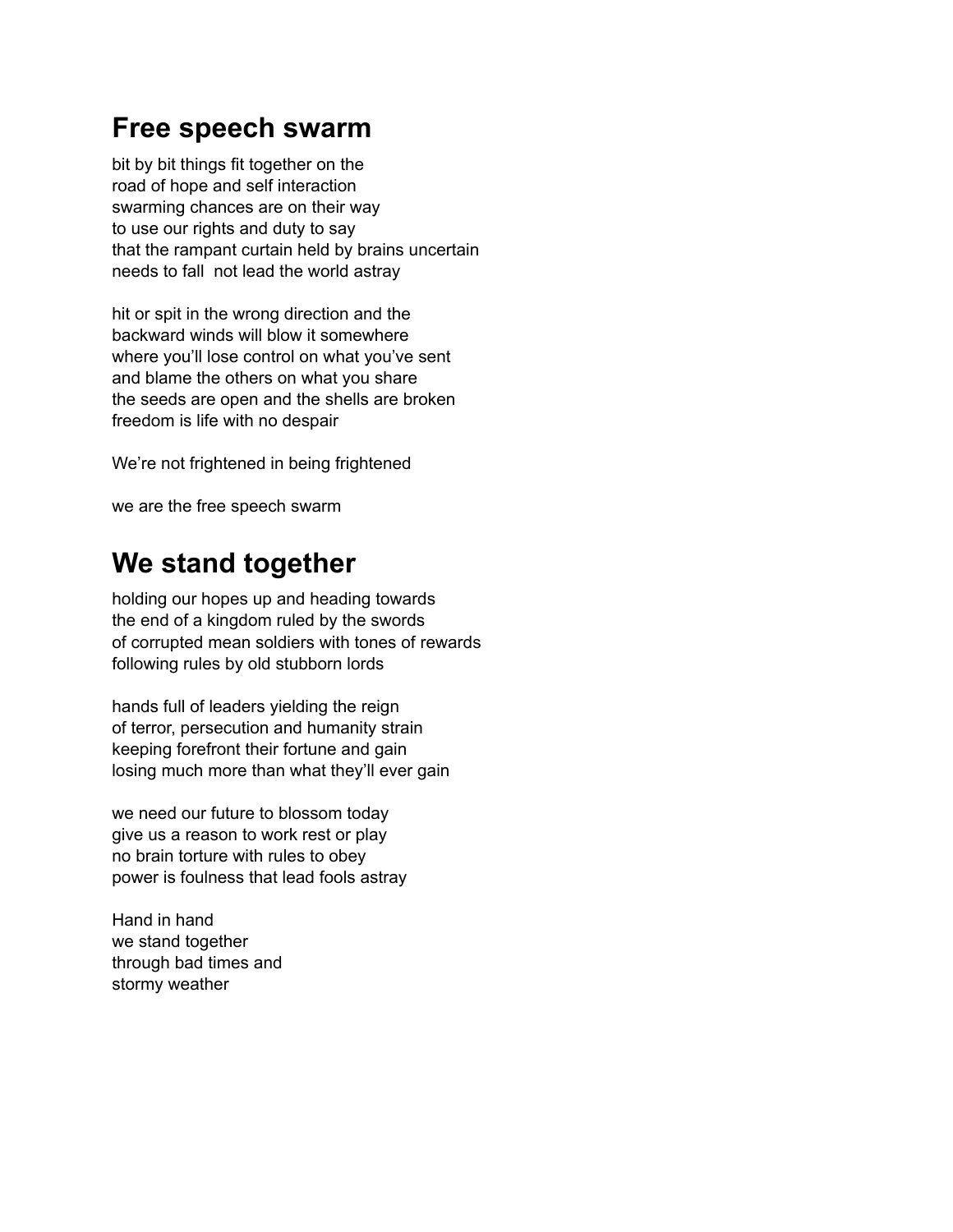## Free speech swarm

bit by bit things fit together on the  
road of hope and self interaction  
swarming chances are on their way  
to use our rights and duty to say  
that the rampant curtain held by brains uncertain  
needs to fall  not lead the world astray

hit or spit in the wrong direction and the  
backward winds will blow it somewhere  
where you'll lose control on what you've sent  
and blame the others on what you share  
the seeds are open and the shells are broken  
freedom is life with no despair

We're not frightened in being frightened

we are the free speech swarm

## We stand together

holding our hopes up and heading towards  
the end of a kingdom ruled by the swords  
of corrupted mean soldiers with tones of rewards  
following rules by old stubborn lords

hands full of leaders yielding the reign  
of terror, persecution and humanity strain  
keeping forefront their fortune and gain  
losing much more than what they'll ever gain

we need our future to blossom today  
give us a reason to work rest or play  
no brain torture with rules to obey  
power is foulness that lead fools astray

Hand in hand  
we stand together  
through bad times and  
stormy weather